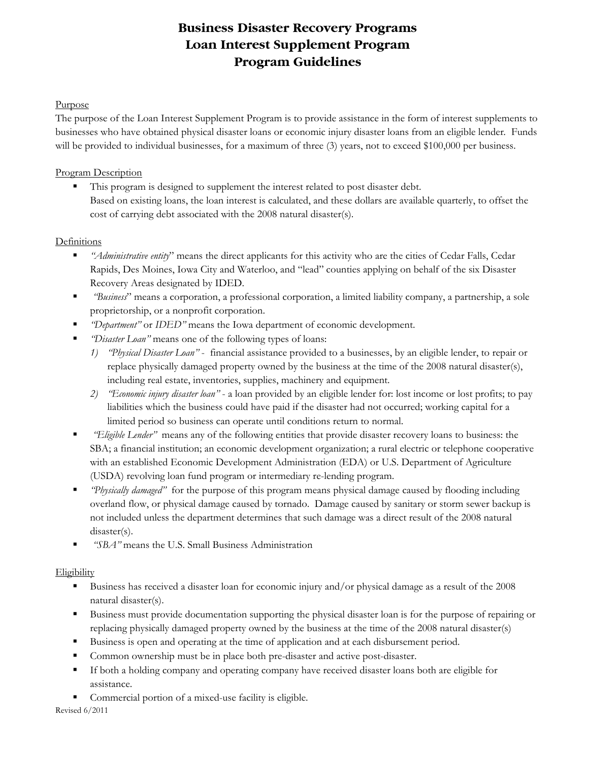# Business Disaster Recovery Programs
# Loan Interest Supplement Program
# Program Guidelines

## Purpose

The purpose of the Loan Interest Supplement Program is to provide assistance in the form of interest supplements to businesses who have obtained physical disaster loans or economic injury disaster loans from an eligible lender. Funds will be provided to individual businesses, for a maximum of three (3) years, not to exceed $100,000 per business.

## Program Description

- This program is designed to supplement the interest related to post disaster debt. Based on existing loans, the loan interest is calculated, and these dollars are available quarterly, to offset the cost of carrying debt associated with the 2008 natural disaster(s).

## Definitions

- *"Administrative entity*" means the direct applicants for this activity who are the cities of Cedar Falls, Cedar Rapids, Des Moines, Iowa City and Waterloo, and "lead" counties applying on behalf of the six Disaster Recovery Areas designated by IDED.
- *"Business*" means a corporation, a professional corporation, a limited liability company, a partnership, a sole proprietorship, or a nonprofit corporation.
- *"Department"* or *IDED"* means the Iowa department of economic development.
- *"Disaster Loan"* means one of the following types of loans:
  1) *"Physical Disaster Loan"* - financial assistance provided to a businesses, by an eligible lender, to repair or replace physically damaged property owned by the business at the time of the 2008 natural disaster(s), including real estate, inventories, supplies, machinery and equipment.
  2) *"Economic injury disaster loan"* - a loan provided by an eligible lender for: lost income or lost profits; to pay liabilities which the business could have paid if the disaster had not occurred; working capital for a limited period so business can operate until conditions return to normal.
- *"Eligible Lender"* means any of the following entities that provide disaster recovery loans to business: the SBA; a financial institution; an economic development organization; a rural electric or telephone cooperative with an established Economic Development Administration (EDA) or U.S. Department of Agriculture (USDA) revolving loan fund program or intermediary re-lending program.
- *"Physically damaged"* for the purpose of this program means physical damage caused by flooding including overland flow, or physical damage caused by tornado. Damage caused by sanitary or storm sewer backup is not included unless the department determines that such damage was a direct result of the 2008 natural disaster(s).
- *"SBA"* means the U.S. Small Business Administration

## Eligibility

- Business has received a disaster loan for economic injury and/or physical damage as a result of the 2008 natural disaster(s).
- Business must provide documentation supporting the physical disaster loan is for the purpose of repairing or replacing physically damaged property owned by the business at the time of the 2008 natural disaster(s)
- Business is open and operating at the time of application and at each disbursement period.
- Common ownership must be in place both pre-disaster and active post-disaster.
- If both a holding company and operating company have received disaster loans both are eligible for assistance.
- Commercial portion of a mixed-use facility is eligible.

Revised 6/2011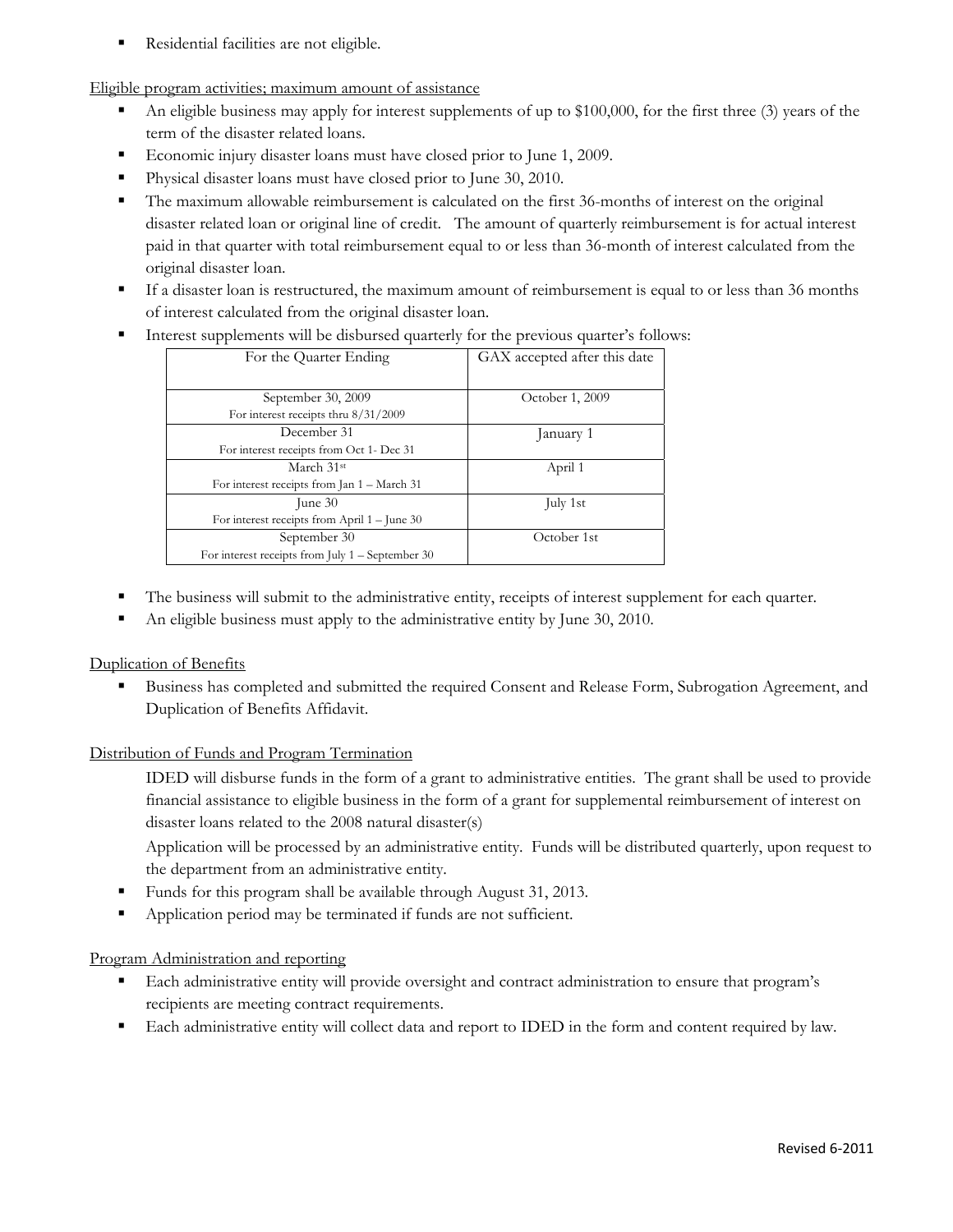- Residential facilities are not eligible.

Eligible program activities; maximum amount of assistance

- An eligible business may apply for interest supplements of up to $100,000, for the first three (3) years of the term of the disaster related loans.
- Economic injury disaster loans must have closed prior to June 1, 2009.
- Physical disaster loans must have closed prior to June 30, 2010.
- The maximum allowable reimbursement is calculated on the first 36-months of interest on the original disaster related loan or original line of credit. The amount of quarterly reimbursement is for actual interest paid in that quarter with total reimbursement equal to or less than 36-month of interest calculated from the original disaster loan.
- If a disaster loan is restructured, the maximum amount of reimbursement is equal to or less than 36 months of interest calculated from the original disaster loan.
- Interest supplements will be disbursed quarterly for the previous quarter's follows:

| For the Quarter Ending | GAX accepted after this date |
|---|---|
| September 30, 2009<br>For interest receipts thru 8/31/2009 | October 1, 2009 |
| December 31<br>For interest receipts from Oct 1- Dec 31 | January 1 |
| March 31st<br>For interest receipts from Jan 1 – March 31 | April 1 |
| June 30<br>For interest receipts from April 1 – June 30 | July 1st |
| September 30<br>For interest receipts from July 1 – September 30 | October 1st |

- The business will submit to the administrative entity, receipts of interest supplement for each quarter.
- An eligible business must apply to the administrative entity by June 30, 2010.

Duplication of Benefits

- Business has completed and submitted the required Consent and Release Form, Subrogation Agreement, and Duplication of Benefits Affidavit.

Distribution of Funds and Program Termination

IDED will disburse funds in the form of a grant to administrative entities. The grant shall be used to provide financial assistance to eligible business in the form of a grant for supplemental reimbursement of interest on disaster loans related to the 2008 natural disaster(s)

Application will be processed by an administrative entity. Funds will be distributed quarterly, upon request to the department from an administrative entity.

- Funds for this program shall be available through August 31, 2013.
- Application period may be terminated if funds are not sufficient.

Program Administration and reporting

- Each administrative entity will provide oversight and contract administration to ensure that program's recipients are meeting contract requirements.
- Each administrative entity will collect data and report to IDED in the form and content required by law.

Revised 6-2011